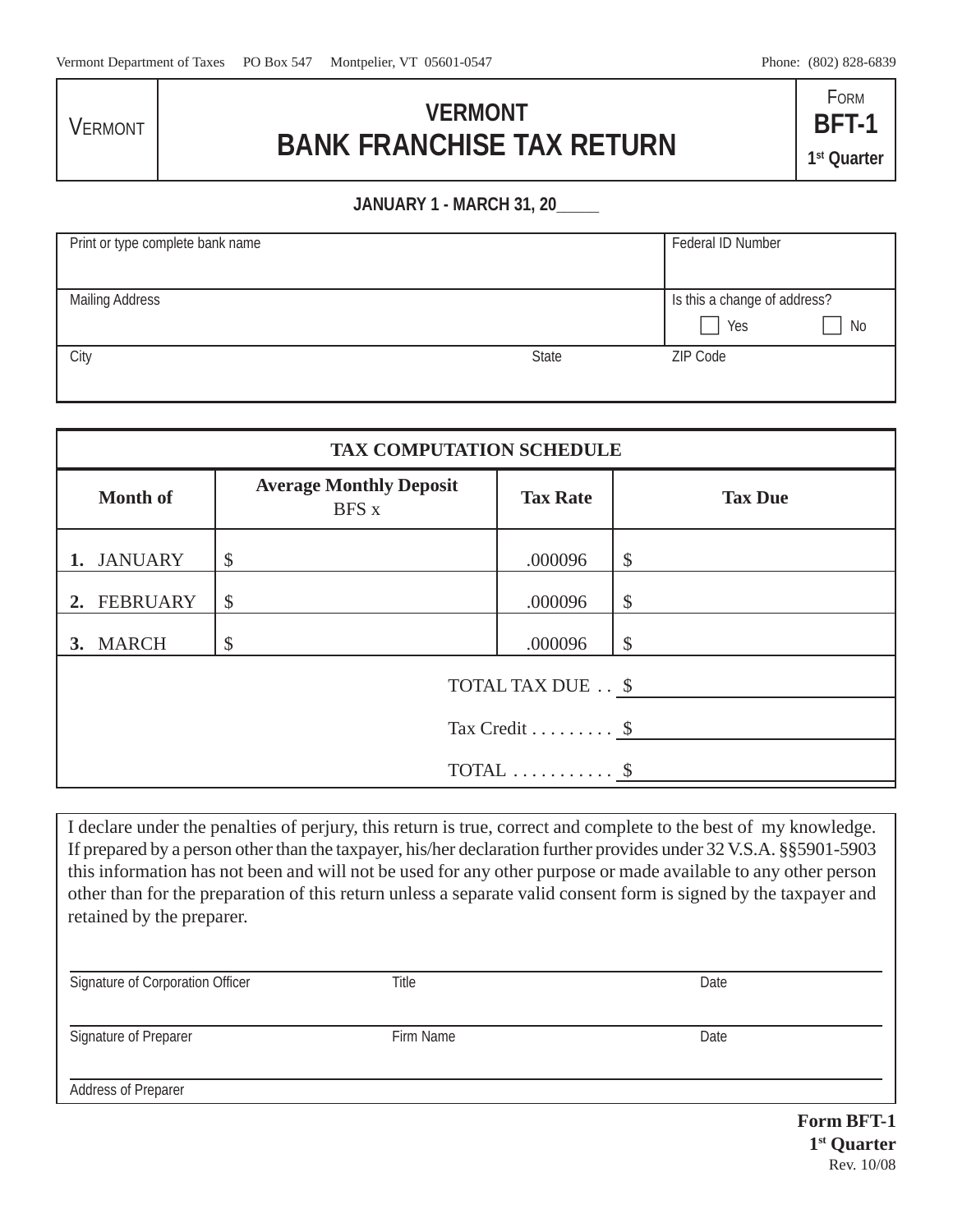Vermont Department of Taxes PO Box 547 Montpelier, VT 05601-0547 Phone: (802) 828-6839

| VERMONT | VERMONT<br>**BANK FRANCHISE TAX RETURN** | FORM<br>**BFT-1**<br>**1st Quarter** |
|---|---|---|

**JANUARY 1 - MARCH 31, 20_____**

| Print or type complete bank name | | Federal ID Number |
|---|---|---|
| Mailing Address | | Is this a change of address? ☐ Yes ☐ No |
| City | State | ZIP Code |

| TAX COMPUTATION SCHEDULE | | | |
|---|---|---|---|
| **Month of** | **Average Monthly Deposit** BFS x | **Tax Rate** | **Tax Due** |
| **1.** JANUARY | $ | .000096 | $ |
| **2.** FEBRUARY | $ | .000096 | $ |
| **3.** MARCH | $ | .000096 | $ |
| | | TOTAL TAX DUE . . | $ |
| | | Tax Credit . . . . . . . . . | $ |
| | | TOTAL . . . . . . . . . . . | $ |

I declare under the penalties of perjury, this return is true, correct and complete to the best of my knowledge. If prepared by a person other than the taxpayer, his/her declaration further provides under 32 V.S.A. §§5901-5903 this information has not been and will not be used for any other purpose or made available to any other person other than for the preparation of this return unless a separate valid consent form is signed by the taxpayer and retained by the preparer.

Signature of Corporation Officer ______ Title ______ Date ______

Signature of Preparer ______ Firm Name ______ Date ______

Address of Preparer ______

**Form BFT-1**
**1st Quarter**
Rev. 10/08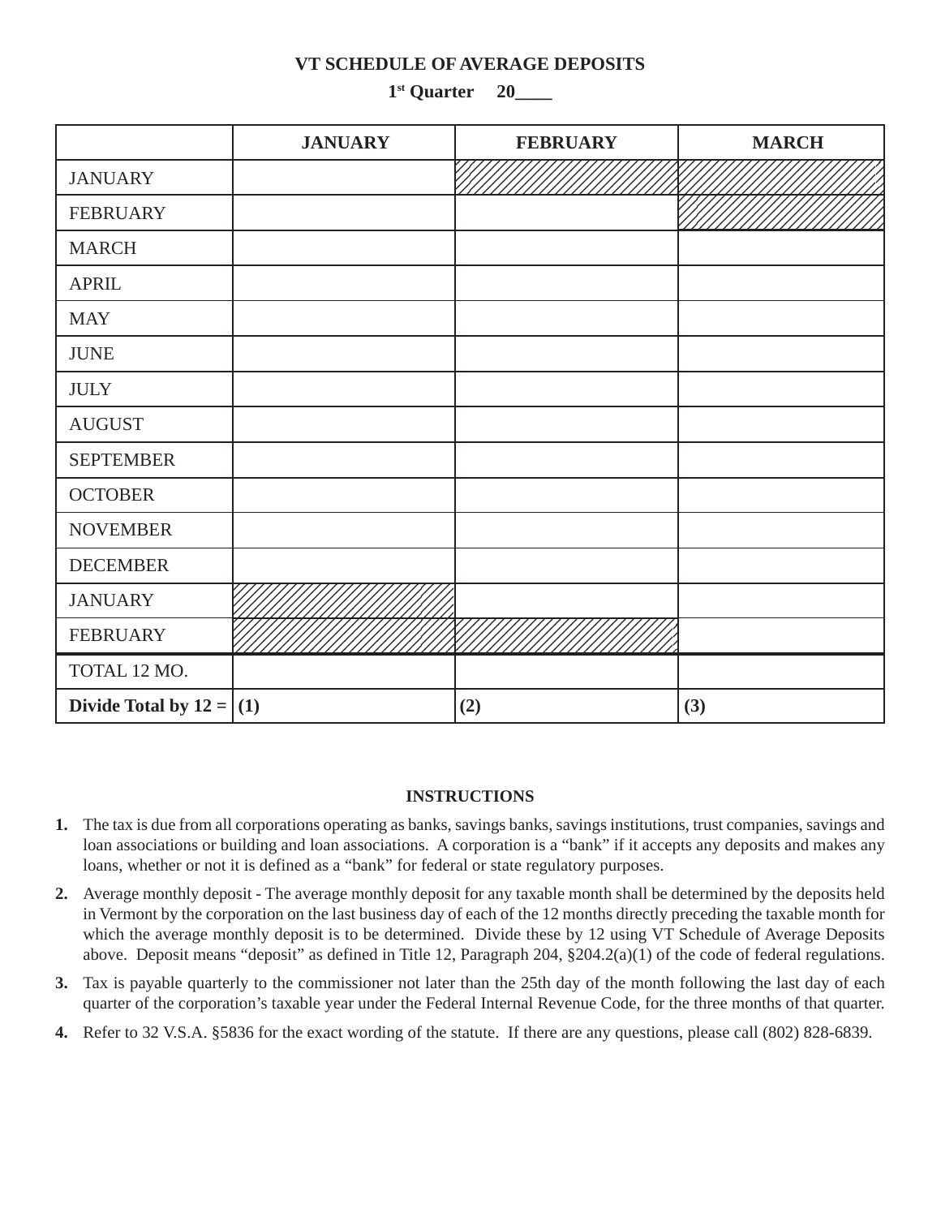# VT SCHEDULE OF AVERAGE DEPOSITS

**1st Quarter 20____**

| | JANUARY | FEBRUARY | MARCH |
|---|---|---|---|
| JANUARY | | | |
| FEBRUARY | | | |
| MARCH | | | |
| APRIL | | | |
| MAY | | | |
| JUNE | | | |
| JULY | | | |
| AUGUST | | | |
| SEPTEMBER | | | |
| OCTOBER | | | |
| NOVEMBER | | | |
| DECEMBER | | | |
| JANUARY | | | |
| FEBRUARY | | | |
| TOTAL 12 MO. | | | |
| **Divide Total by 12 =** | **(1)** | **(2)** | **(3)** |

**INSTRUCTIONS**

1. The tax is due from all corporations operating as banks, savings banks, savings institutions, trust companies, savings and loan associations or building and loan associations. A corporation is a "bank" if it accepts any deposits and makes any loans, whether or not it is defined as a "bank" for federal or state regulatory purposes.
2. Average monthly deposit - The average monthly deposit for any taxable month shall be determined by the deposits held in Vermont by the corporation on the last business day of each of the 12 months directly preceding the taxable month for which the average monthly deposit is to be determined. Divide these by 12 using VT Schedule of Average Deposits above. Deposit means "deposit" as defined in Title 12, Paragraph 204, §204.2(a)(1) of the code of federal regulations.
3. Tax is payable quarterly to the commissioner not later than the 25th day of the month following the last day of each quarter of the corporation's taxable year under the Federal Internal Revenue Code, for the three months of that quarter.
4. Refer to 32 V.S.A. §5836 for the exact wording of the statute. If there are any questions, please call (802) 828-6839.